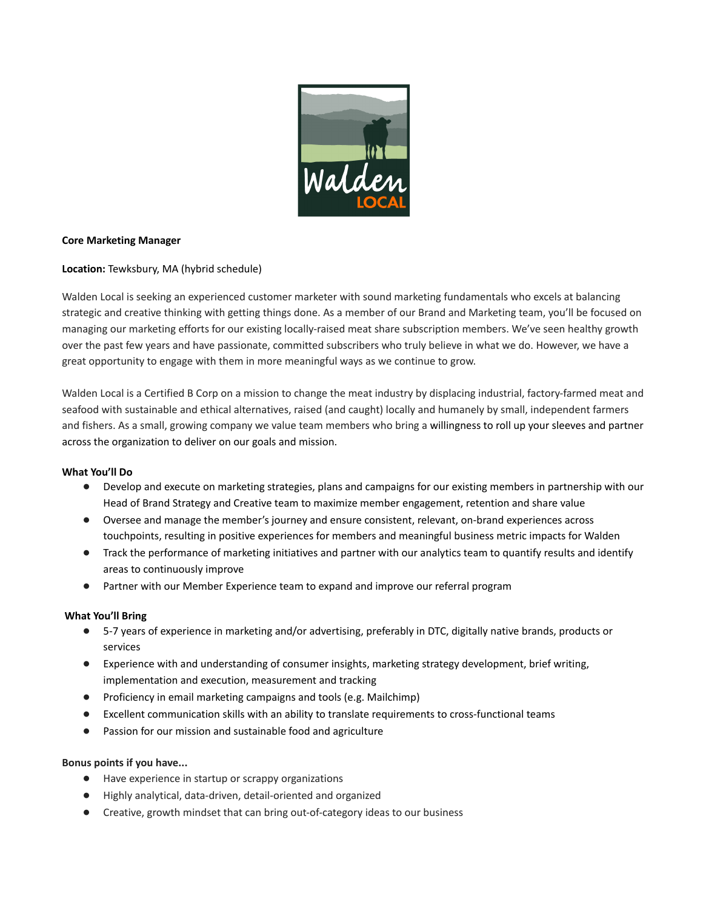**Core Marketing Manager**

**Location:** Tewksbury, MA (hybrid schedule)

Walden Local is seeking an experienced customer marketer with sound marketing fundamentals who excels at balancing strategic and creative thinking with getting things done. As a member of our Brand and Marketing team, you'll be focused on managing our marketing efforts for our existing locally-raised meat share subscription members. We've seen healthy growth over the past few years and have passionate, committed subscribers who truly believe in what we do. However, we have a great opportunity to engage with them in more meaningful ways as we continue to grow.

Walden Local is a Certified B Corp on a mission to change the meat industry by displacing industrial, factory-farmed meat and seafood with sustainable and ethical alternatives, raised (and caught) locally and humanely by small, independent farmers and fishers. As a small, growing company we value team members who bring a willingness to roll up your sleeves and partner across the organization to deliver on our goals and mission.

**What You'll Do**

- Develop and execute on marketing strategies, plans and campaigns for our existing members in partnership with our Head of Brand Strategy and Creative team to maximize member engagement, retention and share value
- Oversee and manage the member's journey and ensure consistent, relevant, on-brand experiences across touchpoints, resulting in positive experiences for members and meaningful business metric impacts for Walden
- Track the performance of marketing initiatives and partner with our analytics team to quantify results and identify areas to continuously improve
- Partner with our Member Experience team to expand and improve our referral program

**What You'll Bring**

- 5-7 years of experience in marketing and/or advertising, preferably in DTC, digitally native brands, products or services
- Experience with and understanding of consumer insights, marketing strategy development, brief writing, implementation and execution, measurement and tracking
- Proficiency in email marketing campaigns and tools (e.g. Mailchimp)
- Excellent communication skills with an ability to translate requirements to cross-functional teams
- Passion for our mission and sustainable food and agriculture

**Bonus points if you have...**

- Have experience in startup or scrappy organizations
- Highly analytical, data-driven, detail-oriented and organized
- Creative, growth mindset that can bring out-of-category ideas to our business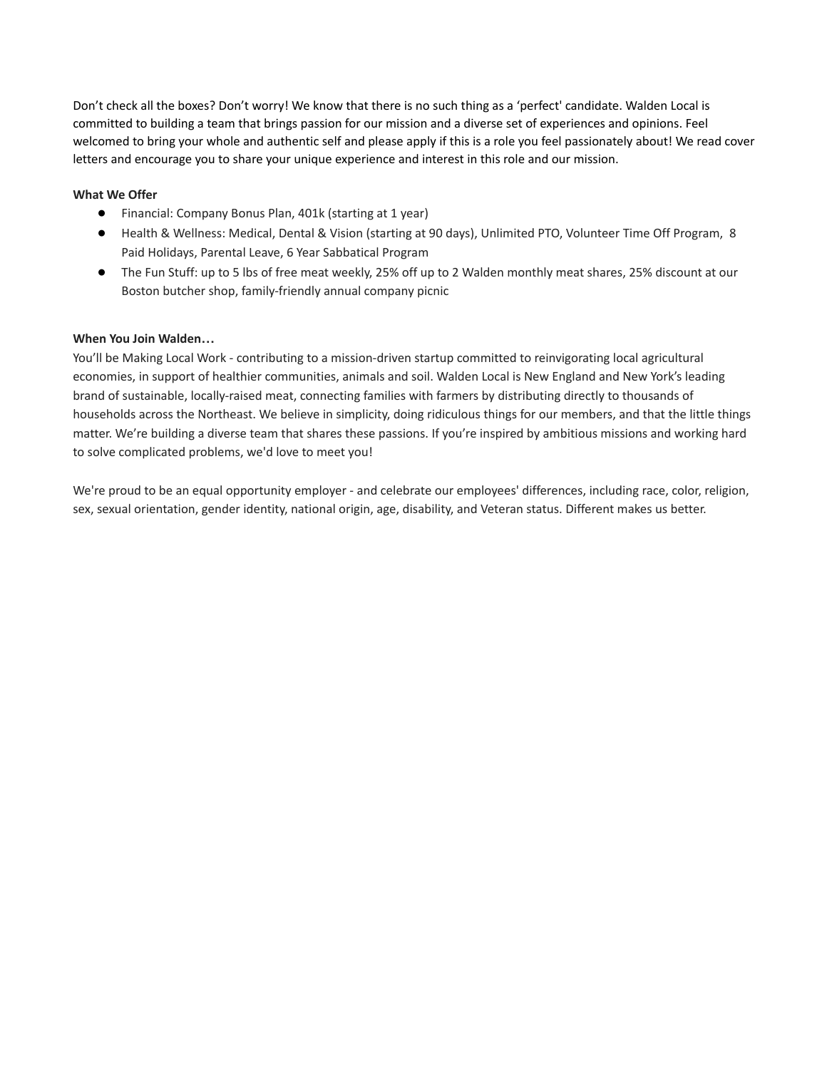Don't check all the boxes? Don't worry! We know that there is no such thing as a 'perfect' candidate. Walden Local is committed to building a team that brings passion for our mission and a diverse set of experiences and opinions. Feel welcomed to bring your whole and authentic self and please apply if this is a role you feel passionately about! We read cover letters and encourage you to share your unique experience and interest in this role and our mission.

**What We Offer**

- Financial: Company Bonus Plan, 401k (starting at 1 year)
- Health & Wellness: Medical, Dental & Vision (starting at 90 days), Unlimited PTO, Volunteer Time Off Program, 8 Paid Holidays, Parental Leave, 6 Year Sabbatical Program
- The Fun Stuff: up to 5 lbs of free meat weekly, 25% off up to 2 Walden monthly meat shares, 25% discount at our Boston butcher shop, family-friendly annual company picnic

**When You Join Walden…**

You'll be Making Local Work - contributing to a mission-driven startup committed to reinvigorating local agricultural economies, in support of healthier communities, animals and soil. Walden Local is New England and New York's leading brand of sustainable, locally-raised meat, connecting families with farmers by distributing directly to thousands of households across the Northeast. We believe in simplicity, doing ridiculous things for our members, and that the little things matter. We're building a diverse team that shares these passions. If you're inspired by ambitious missions and working hard to solve complicated problems, we'd love to meet you!

We're proud to be an equal opportunity employer - and celebrate our employees' differences, including race, color, religion, sex, sexual orientation, gender identity, national origin, age, disability, and Veteran status. Different makes us better.